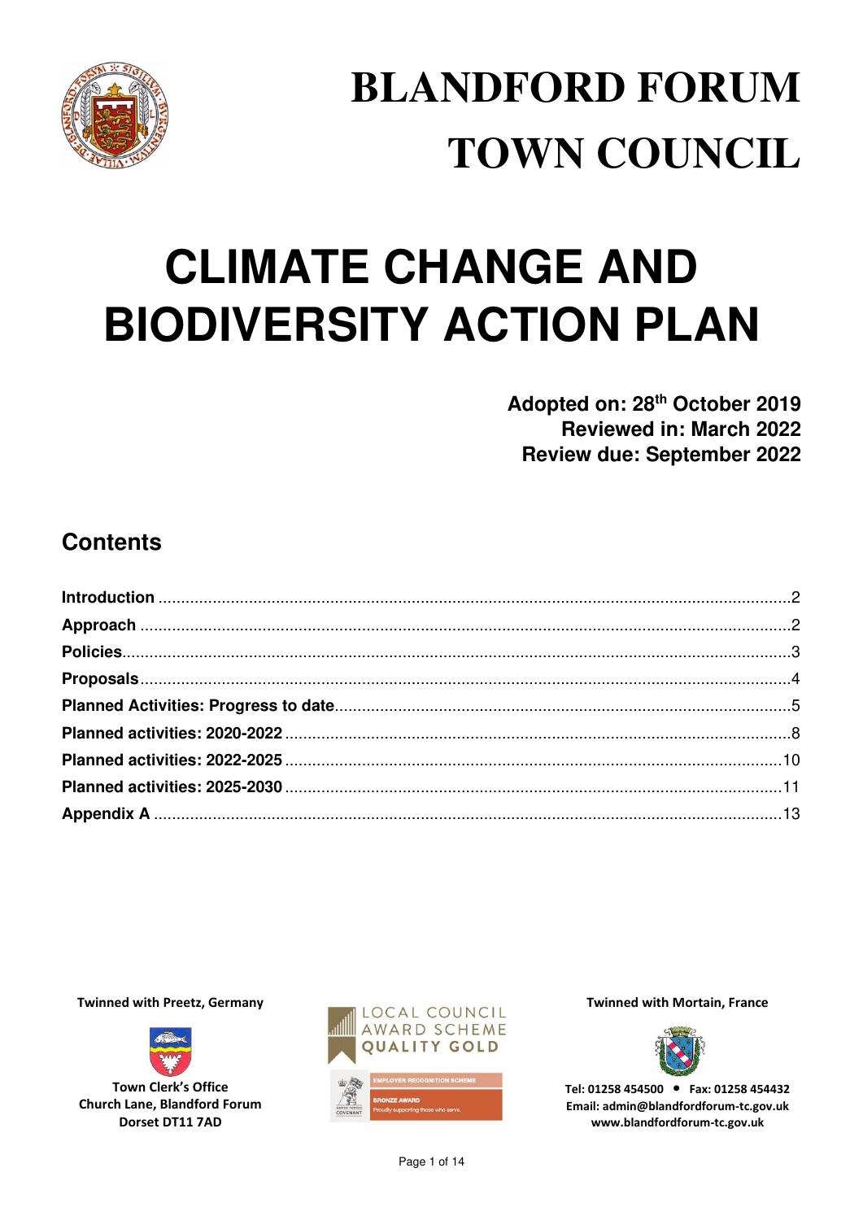# BLANDFORD FORUM TOWN COUNCIL

# CLIMATE CHANGE AND BIODIVERSITY ACTION PLAN

**Adopted on: 28th October 2019**
**Reviewed in: March 2022**
**Review due: September 2022**

## Contents

| | |
|---|---|
| **Introduction** | 2 |
| **Approach** | 2 |
| **Policies** | 3 |
| **Proposals** | 4 |
| **Planned Activities: Progress to date** | 5 |
| **Planned activities: 2020-2022** | 8 |
| **Planned activities: 2022-2025** | 10 |
| **Planned activities: 2025-2030** | 11 |
| **Appendix A** | 13 |

**Twinned with Preetz, Germany**

**Town Clerk's Office**
**Church Lane, Blandford Forum**
**Dorset DT11 7AD**

LOCAL COUNCIL AWARD SCHEME QUALITY GOLD

EMPLOYER RECOGNITION SCHEME
BRONZE AWARD
Proudly supporting those who serve.

**Twinned with Mortain, France**

**Tel: 01258 454500 • Fax: 01258 454432**
**Email: admin@blandfordforum-tc.gov.uk**
**www.blandfordforum-tc.gov.uk**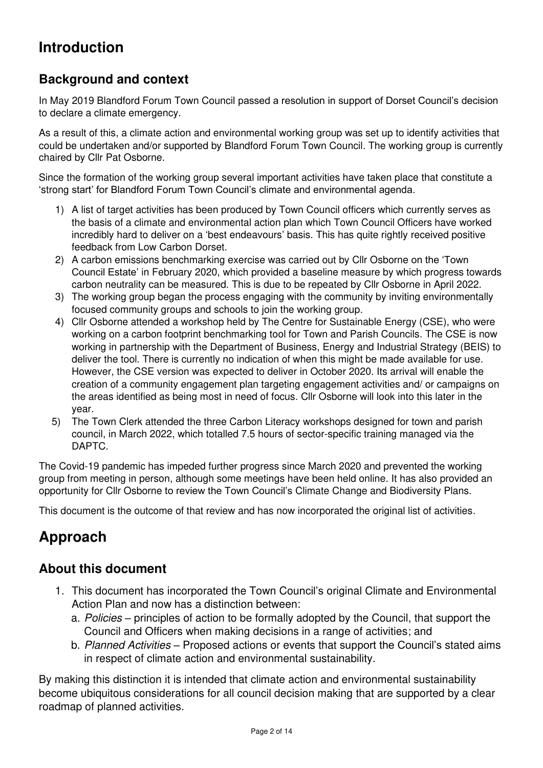# Introduction

## Background and context

In May 2019 Blandford Forum Town Council passed a resolution in support of Dorset Council's decision to declare a climate emergency.

As a result of this, a climate action and environmental working group was set up to identify activities that could be undertaken and/or supported by Blandford Forum Town Council. The working group is currently chaired by Cllr Pat Osborne.

Since the formation of the working group several important activities have taken place that constitute a 'strong start' for Blandford Forum Town Council's climate and environmental agenda.

1) A list of target activities has been produced by Town Council officers which currently serves as the basis of a climate and environmental action plan which Town Council Officers have worked incredibly hard to deliver on a 'best endeavours' basis. This has quite rightly received positive feedback from Low Carbon Dorset.
2) A carbon emissions benchmarking exercise was carried out by Cllr Osborne on the 'Town Council Estate' in February 2020, which provided a baseline measure by which progress towards carbon neutrality can be measured. This is due to be repeated by Cllr Osborne in April 2022.
3) The working group began the process engaging with the community by inviting environmentally focused community groups and schools to join the working group.
4) Cllr Osborne attended a workshop held by The Centre for Sustainable Energy (CSE), who were working on a carbon footprint benchmarking tool for Town and Parish Councils. The CSE is now working in partnership with the Department of Business, Energy and Industrial Strategy (BEIS) to deliver the tool. There is currently no indication of when this might be made available for use. However, the CSE version was expected to deliver in October 2020. Its arrival will enable the creation of a community engagement plan targeting engagement activities and/ or campaigns on the areas identified as being most in need of focus. Cllr Osborne will look into this later in the year.
5) The Town Clerk attended the three Carbon Literacy workshops designed for town and parish council, in March 2022, which totalled 7.5 hours of sector-specific training managed via the DAPTC.

The Covid-19 pandemic has impeded further progress since March 2020 and prevented the working group from meeting in person, although some meetings have been held online. It has also provided an opportunity for Cllr Osborne to review the Town Council's Climate Change and Biodiversity Plans.

This document is the outcome of that review and has now incorporated the original list of activities.

# Approach

## About this document

1. This document has incorporated the Town Council's original Climate and Environmental Action Plan and now has a distinction between:
   a. *Policies* – principles of action to be formally adopted by the Council, that support the Council and Officers when making decisions in a range of activities; and
   b. *Planned Activities* – Proposed actions or events that support the Council's stated aims in respect of climate action and environmental sustainability.

By making this distinction it is intended that climate action and environmental sustainability become ubiquitous considerations for all council decision making that are supported by a clear roadmap of planned activities.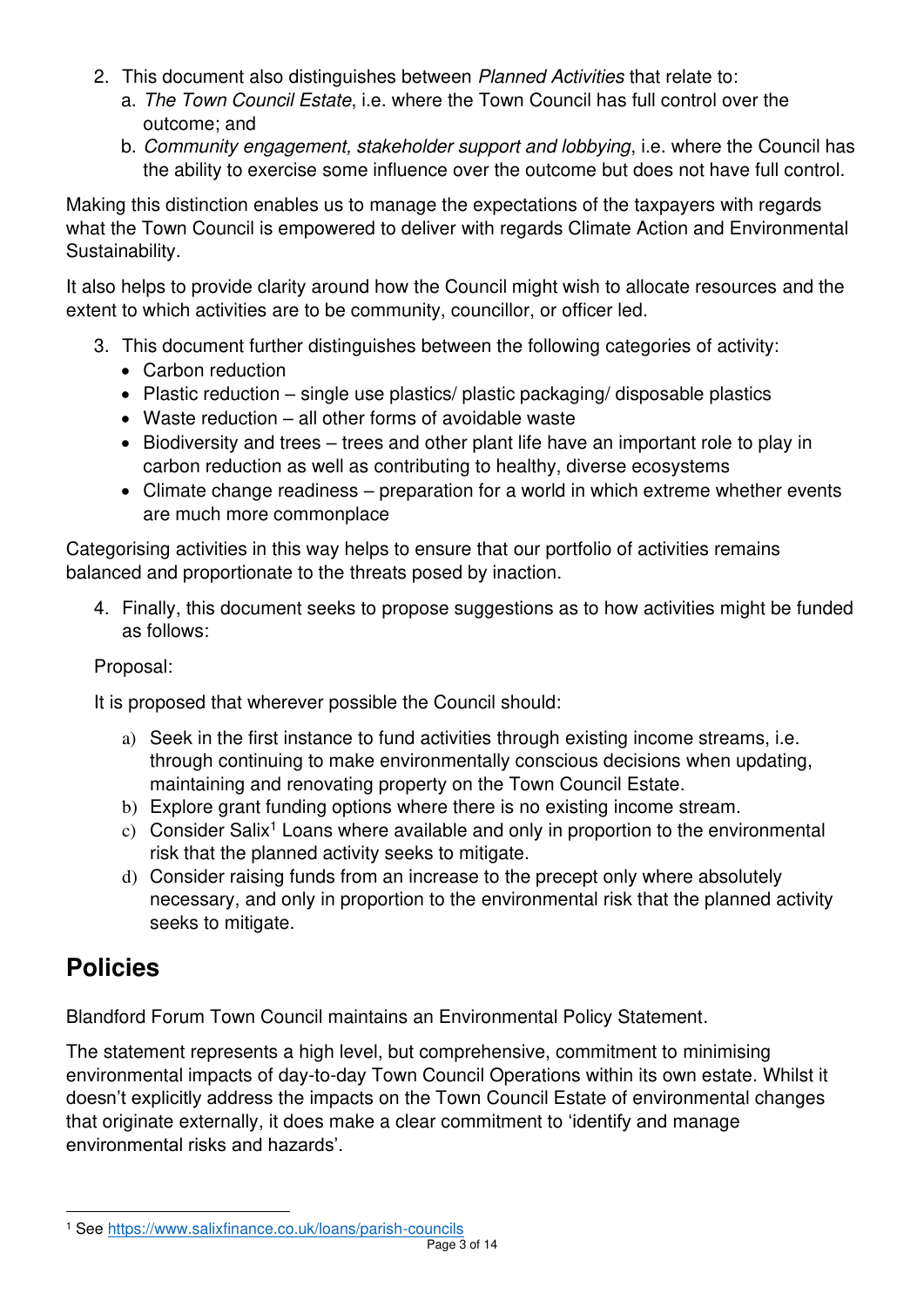2. This document also distinguishes between *Planned Activities* that relate to:
    a. *The Town Council Estate*, i.e. where the Town Council has full control over the outcome; and
    b. *Community engagement, stakeholder support and lobbying*, i.e. where the Council has the ability to exercise some influence over the outcome but does not have full control.

Making this distinction enables us to manage the expectations of the taxpayers with regards what the Town Council is empowered to deliver with regards Climate Action and Environmental Sustainability.

It also helps to provide clarity around how the Council might wish to allocate resources and the extent to which activities are to be community, councillor, or officer led.

3. This document further distinguishes between the following categories of activity:
    - Carbon reduction
    - Plastic reduction – single use plastics/ plastic packaging/ disposable plastics
    - Waste reduction – all other forms of avoidable waste
    - Biodiversity and trees – trees and other plant life have an important role to play in carbon reduction as well as contributing to healthy, diverse ecosystems
    - Climate change readiness – preparation for a world in which extreme whether events are much more commonplace

Categorising activities in this way helps to ensure that our portfolio of activities remains balanced and proportionate to the threats posed by inaction.

4. Finally, this document seeks to propose suggestions as to how activities might be funded as follows:

Proposal:

It is proposed that wherever possible the Council should:

a) Seek in the first instance to fund activities through existing income streams, i.e. through continuing to make environmentally conscious decisions when updating, maintaining and renovating property on the Town Council Estate.
b) Explore grant funding options where there is no existing income stream.
c) Consider Salix[1] Loans where available and only in proportion to the environmental risk that the planned activity seeks to mitigate.
d) Consider raising funds from an increase to the precept only where absolutely necessary, and only in proportion to the environmental risk that the planned activity seeks to mitigate.

## Policies

Blandford Forum Town Council maintains an Environmental Policy Statement.

The statement represents a high level, but comprehensive, commitment to minimising environmental impacts of day-to-day Town Council Operations within its own estate. Whilst it doesn't explicitly address the impacts on the Town Council Estate of environmental changes that originate externally, it does make a clear commitment to 'identify and manage environmental risks and hazards'.

[1] See https://www.salixfinance.co.uk/loans/parish-councils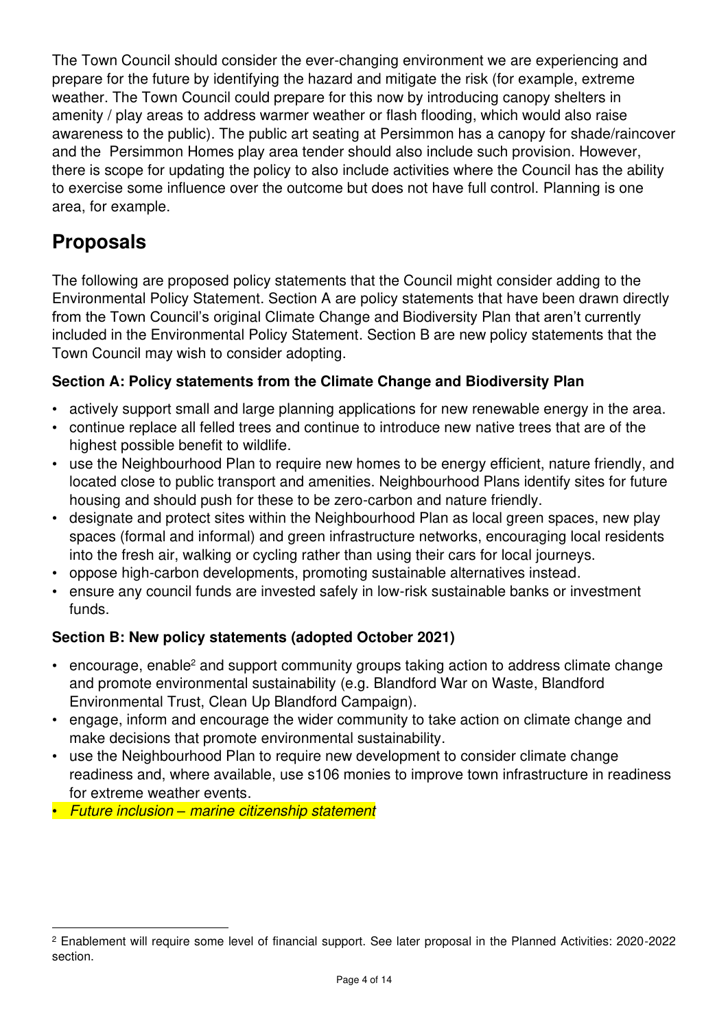The Town Council should consider the ever-changing environment we are experiencing and prepare for the future by identifying the hazard and mitigate the risk (for example, extreme weather. The Town Council could prepare for this now by introducing canopy shelters in amenity / play areas to address warmer weather or flash flooding, which would also raise awareness to the public). The public art seating at Persimmon has a canopy for shade/raincover and the Persimmon Homes play area tender should also include such provision. However, there is scope for updating the policy to also include activities where the Council has the ability to exercise some influence over the outcome but does not have full control. Planning is one area, for example.

## Proposals

The following are proposed policy statements that the Council might consider adding to the Environmental Policy Statement. Section A are policy statements that have been drawn directly from the Town Council's original Climate Change and Biodiversity Plan that aren't currently included in the Environmental Policy Statement. Section B are new policy statements that the Town Council may wish to consider adopting.

### Section A: Policy statements from the Climate Change and Biodiversity Plan

- actively support small and large planning applications for new renewable energy in the area.
- continue replace all felled trees and continue to introduce new native trees that are of the highest possible benefit to wildlife.
- use the Neighbourhood Plan to require new homes to be energy efficient, nature friendly, and located close to public transport and amenities. Neighbourhood Plans identify sites for future housing and should push for these to be zero-carbon and nature friendly.
- designate and protect sites within the Neighbourhood Plan as local green spaces, new play spaces (formal and informal) and green infrastructure networks, encouraging local residents into the fresh air, walking or cycling rather than using their cars for local journeys.
- oppose high-carbon developments, promoting sustainable alternatives instead.
- ensure any council funds are invested safely in low-risk sustainable banks or investment funds.

### Section B: New policy statements (adopted October 2021)

- encourage, enable[2] and support community groups taking action to address climate change and promote environmental sustainability (e.g. Blandford War on Waste, Blandford Environmental Trust, Clean Up Blandford Campaign).
- engage, inform and encourage the wider community to take action on climate change and make decisions that promote environmental sustainability.
- use the Neighbourhood Plan to require new development to consider climate change readiness and, where available, use s106 monies to improve town infrastructure in readiness for extreme weather events.
- *Future inclusion – marine citizenship statement*

---

[2] Enablement will require some level of financial support. See later proposal in the Planned Activities: 2020-2022 section.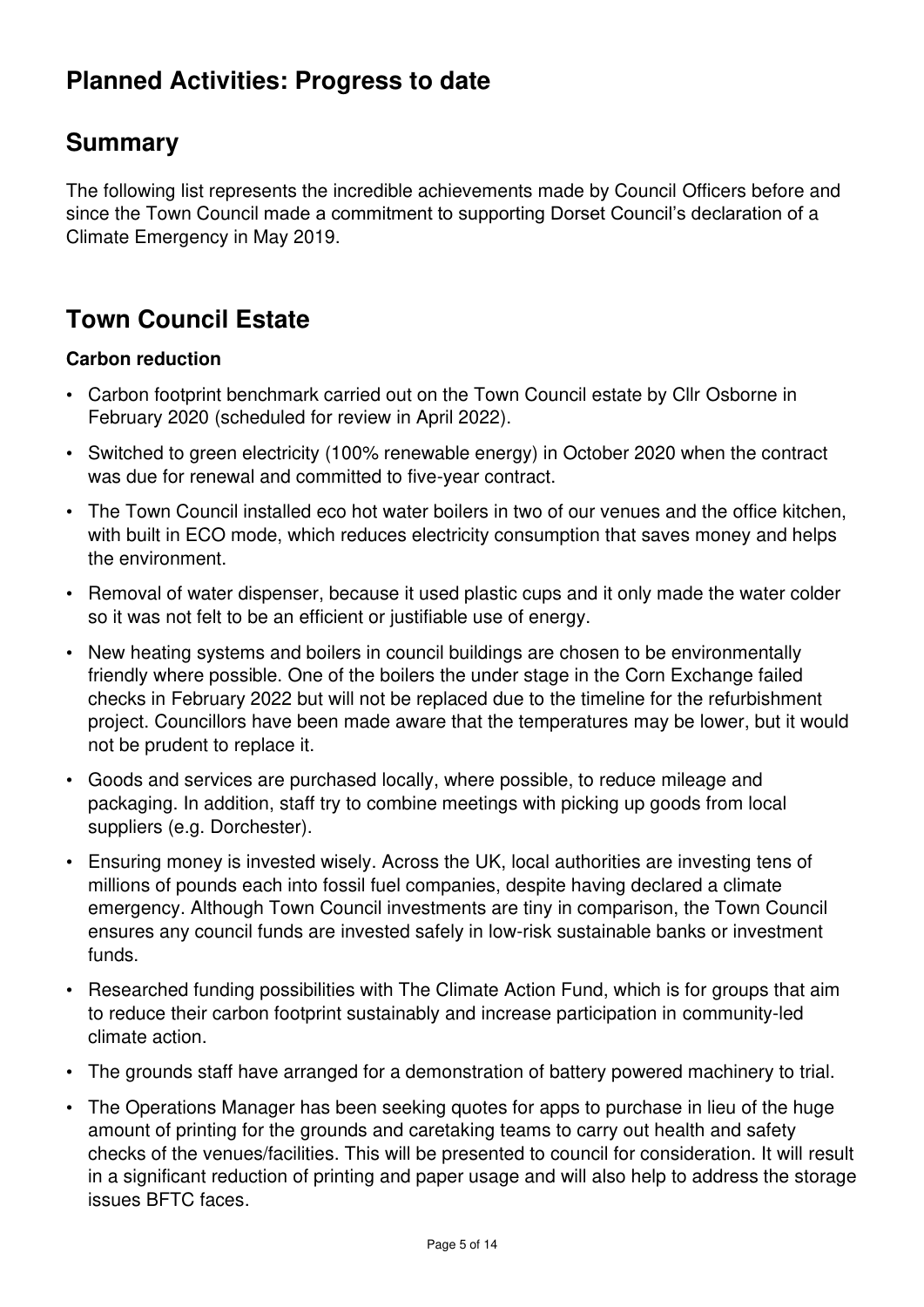## Planned Activities: Progress to date

## Summary

The following list represents the incredible achievements made by Council Officers before and since the Town Council made a commitment to supporting Dorset Council's declaration of a Climate Emergency in May 2019.

## Town Council Estate

### Carbon reduction

- Carbon footprint benchmark carried out on the Town Council estate by Cllr Osborne in February 2020 (scheduled for review in April 2022).
- Switched to green electricity (100% renewable energy) in October 2020 when the contract was due for renewal and committed to five-year contract.
- The Town Council installed eco hot water boilers in two of our venues and the office kitchen, with built in ECO mode, which reduces electricity consumption that saves money and helps the environment.
- Removal of water dispenser, because it used plastic cups and it only made the water colder so it was not felt to be an efficient or justifiable use of energy.
- New heating systems and boilers in council buildings are chosen to be environmentally friendly where possible. One of the boilers the under stage in the Corn Exchange failed checks in February 2022 but will not be replaced due to the timeline for the refurbishment project. Councillors have been made aware that the temperatures may be lower, but it would not be prudent to replace it.
- Goods and services are purchased locally, where possible, to reduce mileage and packaging. In addition, staff try to combine meetings with picking up goods from local suppliers (e.g. Dorchester).
- Ensuring money is invested wisely. Across the UK, local authorities are investing tens of millions of pounds each into fossil fuel companies, despite having declared a climate emergency. Although Town Council investments are tiny in comparison, the Town Council ensures any council funds are invested safely in low-risk sustainable banks or investment funds.
- Researched funding possibilities with The Climate Action Fund, which is for groups that aim to reduce their carbon footprint sustainably and increase participation in community-led climate action.
- The grounds staff have arranged for a demonstration of battery powered machinery to trial.
- The Operations Manager has been seeking quotes for apps to purchase in lieu of the huge amount of printing for the grounds and caretaking teams to carry out health and safety checks of the venues/facilities. This will be presented to council for consideration. It will result in a significant reduction of printing and paper usage and will also help to address the storage issues BFTC faces.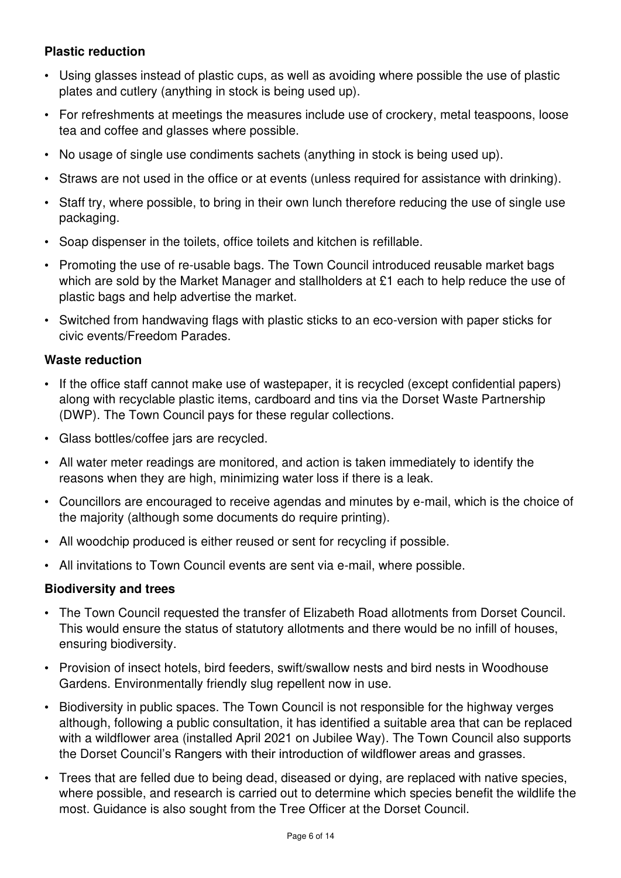**Plastic reduction**

- Using glasses instead of plastic cups, as well as avoiding where possible the use of plastic plates and cutlery (anything in stock is being used up).
- For refreshments at meetings the measures include use of crockery, metal teaspoons, loose tea and coffee and glasses where possible.
- No usage of single use condiments sachets (anything in stock is being used up).
- Straws are not used in the office or at events (unless required for assistance with drinking).
- Staff try, where possible, to bring in their own lunch therefore reducing the use of single use packaging.
- Soap dispenser in the toilets, office toilets and kitchen is refillable.
- Promoting the use of re-usable bags. The Town Council introduced reusable market bags which are sold by the Market Manager and stallholders at £1 each to help reduce the use of plastic bags and help advertise the market.
- Switched from handwaving flags with plastic sticks to an eco-version with paper sticks for civic events/Freedom Parades.

**Waste reduction**

- If the office staff cannot make use of wastepaper, it is recycled (except confidential papers) along with recyclable plastic items, cardboard and tins via the Dorset Waste Partnership (DWP). The Town Council pays for these regular collections.
- Glass bottles/coffee jars are recycled.
- All water meter readings are monitored, and action is taken immediately to identify the reasons when they are high, minimizing water loss if there is a leak.
- Councillors are encouraged to receive agendas and minutes by e-mail, which is the choice of the majority (although some documents do require printing).
- All woodchip produced is either reused or sent for recycling if possible.
- All invitations to Town Council events are sent via e-mail, where possible.

**Biodiversity and trees**

- The Town Council requested the transfer of Elizabeth Road allotments from Dorset Council. This would ensure the status of statutory allotments and there would be no infill of houses, ensuring biodiversity.
- Provision of insect hotels, bird feeders, swift/swallow nests and bird nests in Woodhouse Gardens. Environmentally friendly slug repellent now in use.
- Biodiversity in public spaces. The Town Council is not responsible for the highway verges although, following a public consultation, it has identified a suitable area that can be replaced with a wildflower area (installed April 2021 on Jubilee Way). The Town Council also supports the Dorset Council's Rangers with their introduction of wildflower areas and grasses.
- Trees that are felled due to being dead, diseased or dying, are replaced with native species, where possible, and research is carried out to determine which species benefit the wildlife the most. Guidance is also sought from the Tree Officer at the Dorset Council.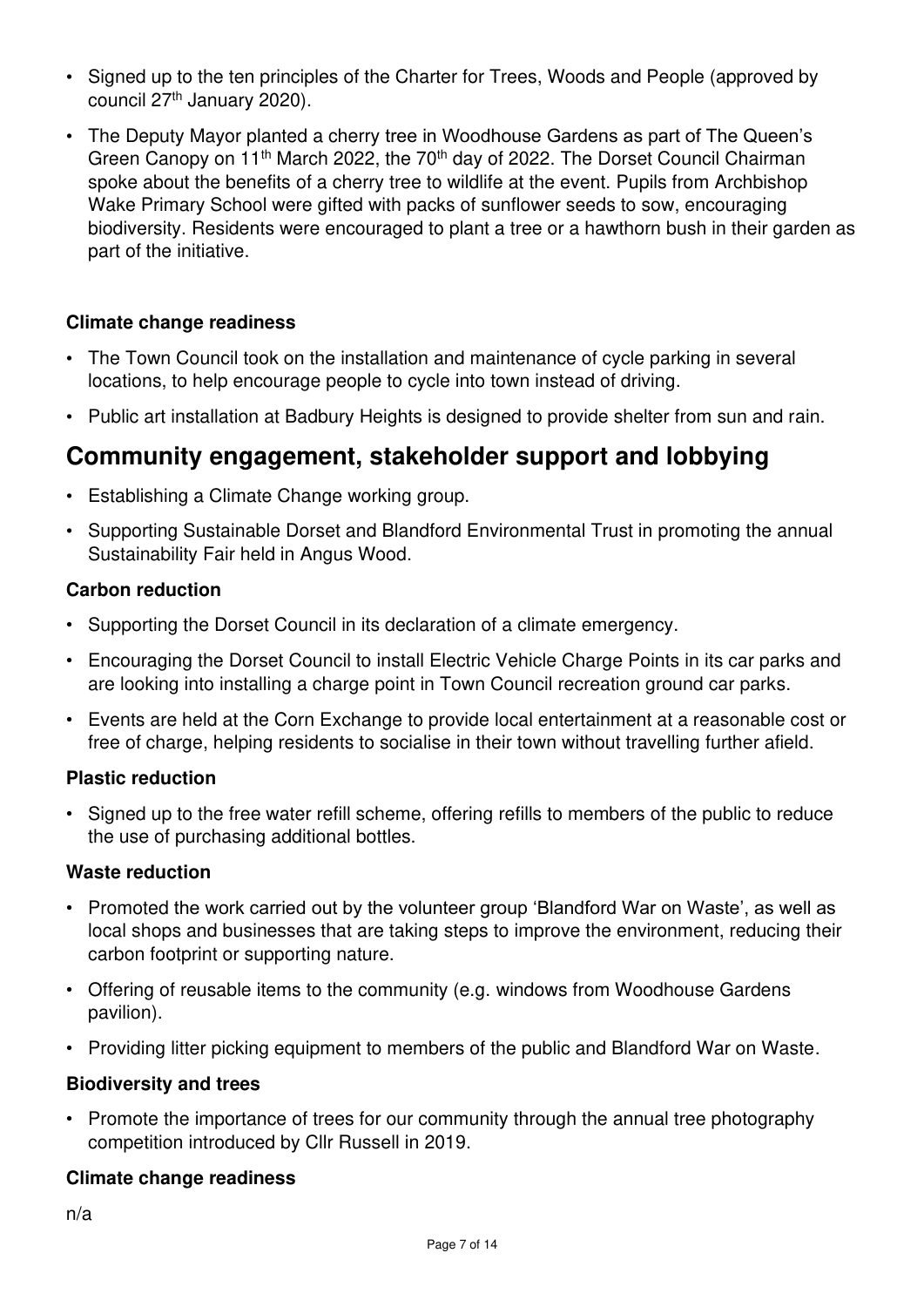- Signed up to the ten principles of the Charter for Trees, Woods and People (approved by council 27th January 2020).
- The Deputy Mayor planted a cherry tree in Woodhouse Gardens as part of The Queen's Green Canopy on 11th March 2022, the 70th day of 2022. The Dorset Council Chairman spoke about the benefits of a cherry tree to wildlife at the event. Pupils from Archbishop Wake Primary School were gifted with packs of sunflower seeds to sow, encouraging biodiversity. Residents were encouraged to plant a tree or a hawthorn bush in their garden as part of the initiative.

### Climate change readiness

- The Town Council took on the installation and maintenance of cycle parking in several locations, to help encourage people to cycle into town instead of driving.
- Public art installation at Badbury Heights is designed to provide shelter from sun and rain.

## Community engagement, stakeholder support and lobbying

- Establishing a Climate Change working group.
- Supporting Sustainable Dorset and Blandford Environmental Trust in promoting the annual Sustainability Fair held in Angus Wood.

### Carbon reduction

- Supporting the Dorset Council in its declaration of a climate emergency.
- Encouraging the Dorset Council to install Electric Vehicle Charge Points in its car parks and are looking into installing a charge point in Town Council recreation ground car parks.
- Events are held at the Corn Exchange to provide local entertainment at a reasonable cost or free of charge, helping residents to socialise in their town without travelling further afield.

### Plastic reduction

- Signed up to the free water refill scheme, offering refills to members of the public to reduce the use of purchasing additional bottles.

### Waste reduction

- Promoted the work carried out by the volunteer group 'Blandford War on Waste', as well as local shops and businesses that are taking steps to improve the environment, reducing their carbon footprint or supporting nature.
- Offering of reusable items to the community (e.g. windows from Woodhouse Gardens pavilion).
- Providing litter picking equipment to members of the public and Blandford War on Waste.

### Biodiversity and trees

- Promote the importance of trees for our community through the annual tree photography competition introduced by Cllr Russell in 2019.

### Climate change readiness

n/a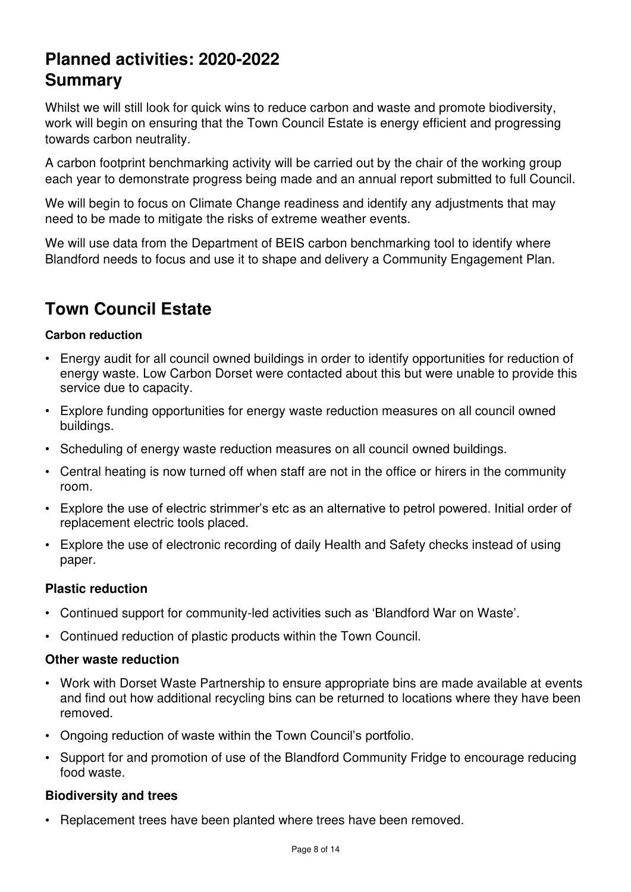## Planned activities: 2020-2022
## Summary

Whilst we will still look for quick wins to reduce carbon and waste and promote biodiversity, work will begin on ensuring that the Town Council Estate is energy efficient and progressing towards carbon neutrality.

A carbon footprint benchmarking activity will be carried out by the chair of the working group each year to demonstrate progress being made and an annual report submitted to full Council.

We will begin to focus on Climate Change readiness and identify any adjustments that may need to be made to mitigate the risks of extreme weather events.

We will use data from the Department of BEIS carbon benchmarking tool to identify where Blandford needs to focus and use it to shape and delivery a Community Engagement Plan.

## Town Council Estate

#### Carbon reduction

- Energy audit for all council owned buildings in order to identify opportunities for reduction of energy waste. Low Carbon Dorset were contacted about this but were unable to provide this service due to capacity.
- Explore funding opportunities for energy waste reduction measures on all council owned buildings.
- Scheduling of energy waste reduction measures on all council owned buildings.
- Central heating is now turned off when staff are not in the office or hirers in the community room.
- Explore the use of electric strimmer's etc as an alternative to petrol powered. Initial order of replacement electric tools placed.
- Explore the use of electronic recording of daily Health and Safety checks instead of using paper.

### Plastic reduction

- Continued support for community-led activities such as 'Blandford War on Waste'.
- Continued reduction of plastic products within the Town Council.

### Other waste reduction

- Work with Dorset Waste Partnership to ensure appropriate bins are made available at events and find out how additional recycling bins can be returned to locations where they have been removed.
- Ongoing reduction of waste within the Town Council's portfolio.
- Support for and promotion of use of the Blandford Community Fridge to encourage reducing food waste.

### Biodiversity and trees

- Replacement trees have been planted where trees have been removed.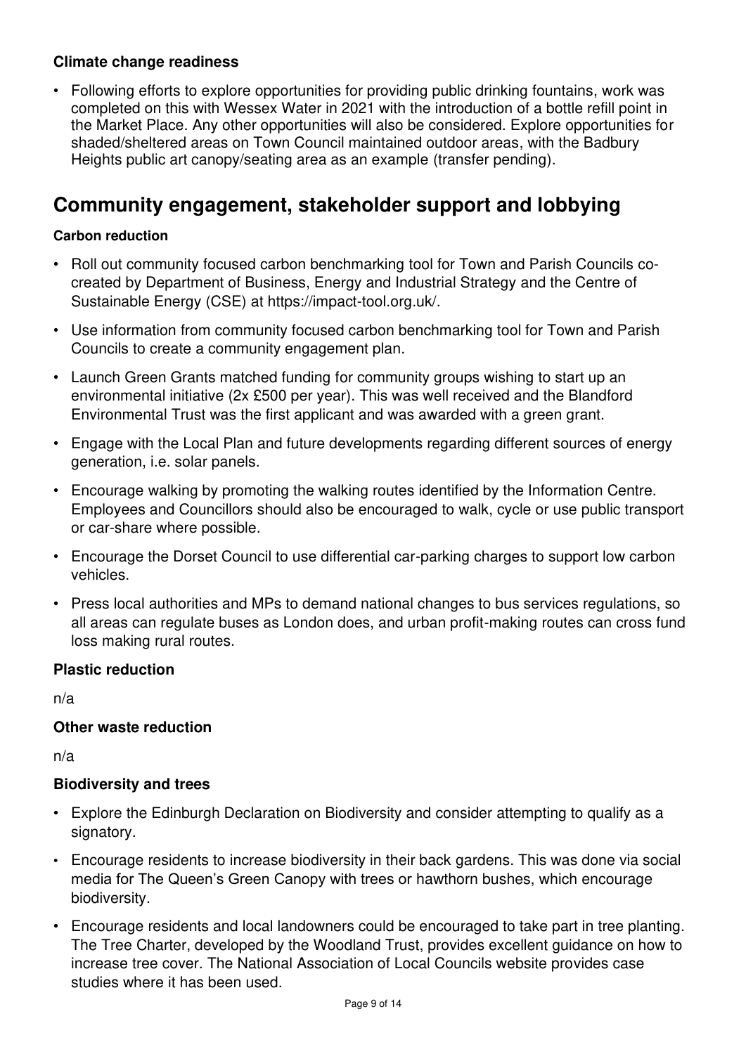**Climate change readiness**

- Following efforts to explore opportunities for providing public drinking fountains, work was completed on this with Wessex Water in 2021 with the introduction of a bottle refill point in the Market Place. Any other opportunities will also be considered. Explore opportunities for shaded/sheltered areas on Town Council maintained outdoor areas, with the Badbury Heights public art canopy/seating area as an example (transfer pending).

## Community engagement, stakeholder support and lobbying

**Carbon reduction**

- Roll out community focused carbon benchmarking tool for Town and Parish Councils co-created by Department of Business, Energy and Industrial Strategy and the Centre of Sustainable Energy (CSE) at https://impact-tool.org.uk/.
- Use information from community focused carbon benchmarking tool for Town and Parish Councils to create a community engagement plan.
- Launch Green Grants matched funding for community groups wishing to start up an environmental initiative (2x £500 per year). This was well received and the Blandford Environmental Trust was the first applicant and was awarded with a green grant.
- Engage with the Local Plan and future developments regarding different sources of energy generation, i.e. solar panels.
- Encourage walking by promoting the walking routes identified by the Information Centre. Employees and Councillors should also be encouraged to walk, cycle or use public transport or car-share where possible.
- Encourage the Dorset Council to use differential car-parking charges to support low carbon vehicles.
- Press local authorities and MPs to demand national changes to bus services regulations, so all areas can regulate buses as London does, and urban profit-making routes can cross fund loss making rural routes.

**Plastic reduction**

n/a

**Other waste reduction**

n/a

**Biodiversity and trees**

- Explore the Edinburgh Declaration on Biodiversity and consider attempting to qualify as a signatory.
- Encourage residents to increase biodiversity in their back gardens. This was done via social media for The Queen's Green Canopy with trees or hawthorn bushes, which encourage biodiversity.
- Encourage residents and local landowners could be encouraged to take part in tree planting. The Tree Charter, developed by the Woodland Trust, provides excellent guidance on how to increase tree cover. The National Association of Local Councils website provides case studies where it has been used.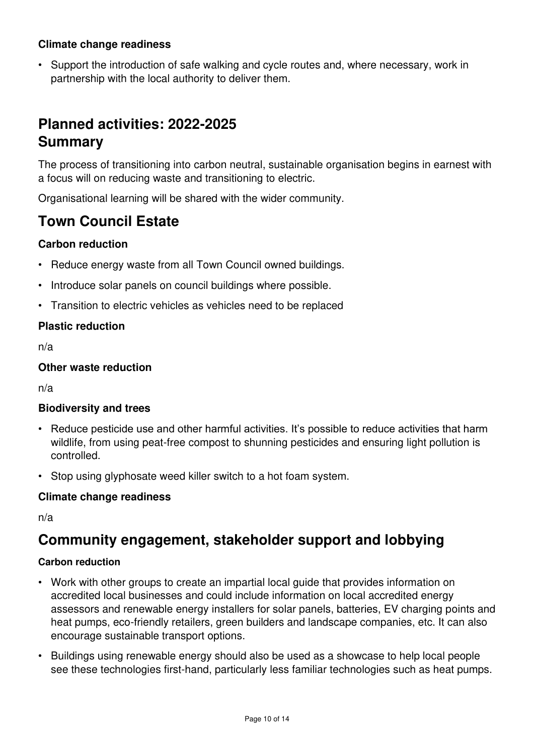**Climate change readiness**

- Support the introduction of safe walking and cycle routes and, where necessary, work in partnership with the local authority to deliver them.

## Planned activities: 2022-2025
## Summary

The process of transitioning into carbon neutral, sustainable organisation begins in earnest with a focus will on reducing waste and transitioning to electric.

Organisational learning will be shared with the wider community.

## Town Council Estate

**Carbon reduction**

- Reduce energy waste from all Town Council owned buildings.
- Introduce solar panels on council buildings where possible.
- Transition to electric vehicles as vehicles need to be replaced

**Plastic reduction**

n/a

**Other waste reduction**

n/a

**Biodiversity and trees**

- Reduce pesticide use and other harmful activities. It's possible to reduce activities that harm wildlife, from using peat-free compost to shunning pesticides and ensuring light pollution is controlled.
- Stop using glyphosate weed killer switch to a hot foam system.

**Climate change readiness**

n/a

## Community engagement, stakeholder support and lobbying

**Carbon reduction**

- Work with other groups to create an impartial local guide that provides information on accredited local businesses and could include information on local accredited energy assessors and renewable energy installers for solar panels, batteries, EV charging points and heat pumps, eco-friendly retailers, green builders and landscape companies, etc. It can also encourage sustainable transport options.
- Buildings using renewable energy should also be used as a showcase to help local people see these technologies first-hand, particularly less familiar technologies such as heat pumps.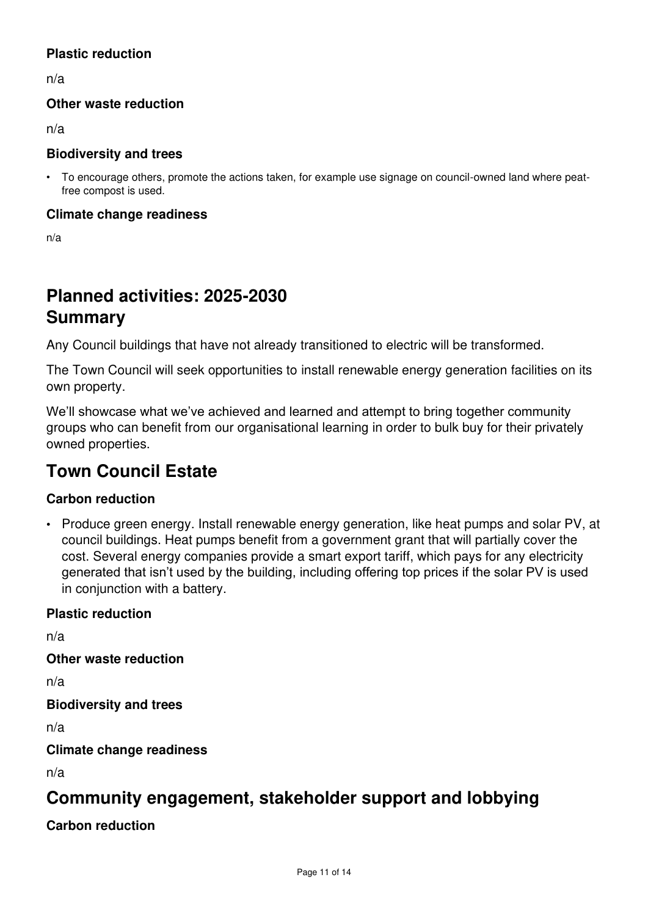### Plastic reduction

n/a

### Other waste reduction

n/a

### Biodiversity and trees

- To encourage others, promote the actions taken, for example use signage on council-owned land where peat-free compost is used.

### Climate change readiness

n/a

# Planned activities: 2025-2030

# Summary

Any Council buildings that have not already transitioned to electric will be transformed.

The Town Council will seek opportunities to install renewable energy generation facilities on its own property.

We'll showcase what we've achieved and learned and attempt to bring together community groups who can benefit from our organisational learning in order to bulk buy for their privately owned properties.

## Town Council Estate

### Carbon reduction

- Produce green energy. Install renewable energy generation, like heat pumps and solar PV, at council buildings. Heat pumps benefit from a government grant that will partially cover the cost. Several energy companies provide a smart export tariff, which pays for any electricity generated that isn't used by the building, including offering top prices if the solar PV is used in conjunction with a battery.

### Plastic reduction

n/a

### Other waste reduction

n/a

### Biodiversity and trees

n/a

### Climate change readiness

n/a

## Community engagement, stakeholder support and lobbying

### Carbon reduction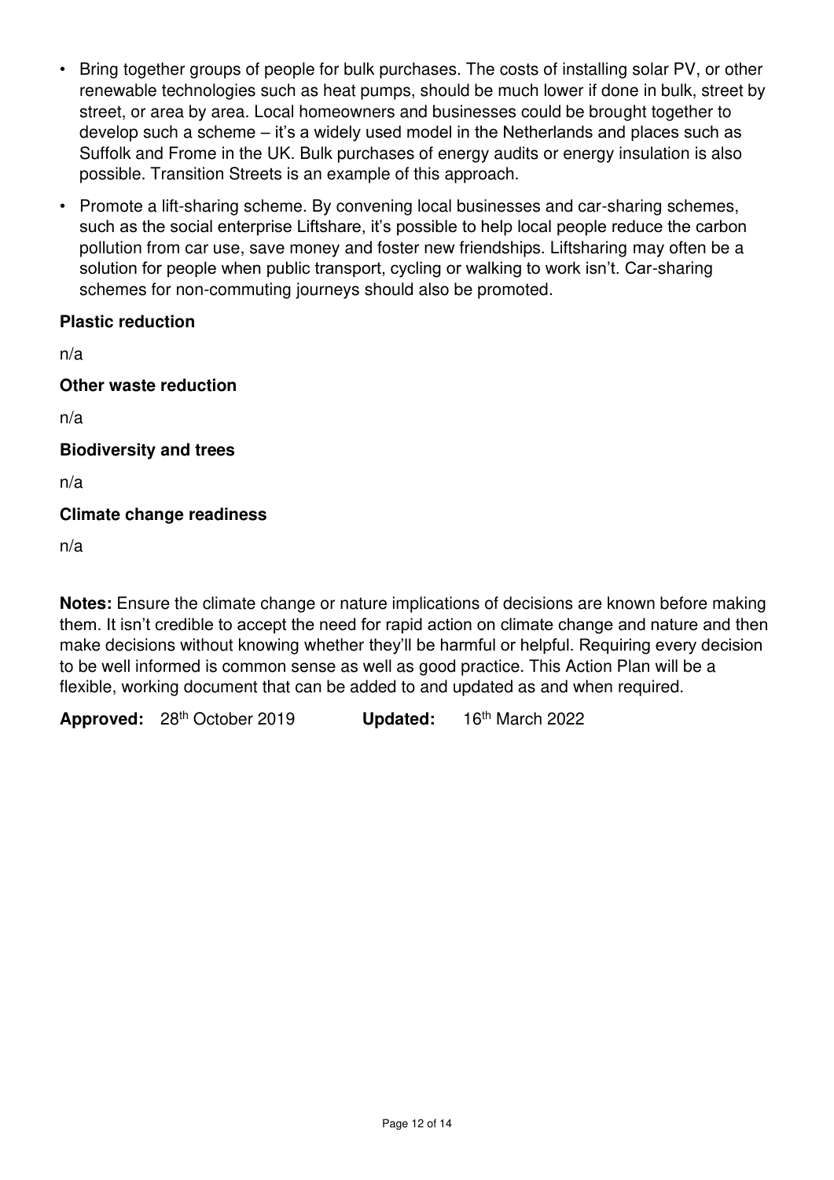- Bring together groups of people for bulk purchases. The costs of installing solar PV, or other renewable technologies such as heat pumps, should be much lower if done in bulk, street by street, or area by area. Local homeowners and businesses could be brought together to develop such a scheme – it's a widely used model in the Netherlands and places such as Suffolk and Frome in the UK. Bulk purchases of energy audits or energy insulation is also possible. Transition Streets is an example of this approach.
- Promote a lift-sharing scheme. By convening local businesses and car-sharing schemes, such as the social enterprise Liftshare, it's possible to help local people reduce the carbon pollution from car use, save money and foster new friendships. Liftsharing may often be a solution for people when public transport, cycling or walking to work isn't. Car-sharing schemes for non-commuting journeys should also be promoted.

**Plastic reduction**

n/a

**Other waste reduction**

n/a

**Biodiversity and trees**

n/a

**Climate change readiness**

n/a

**Notes:** Ensure the climate change or nature implications of decisions are known before making them. It isn't credible to accept the need for rapid action on climate change and nature and then make decisions without knowing whether they'll be harmful or helpful. Requiring every decision to be well informed is common sense as well as good practice. This Action Plan will be a flexible, working document that can be added to and updated as and when required.

**Approved:** 28th October 2019 **Updated:** 16th March 2022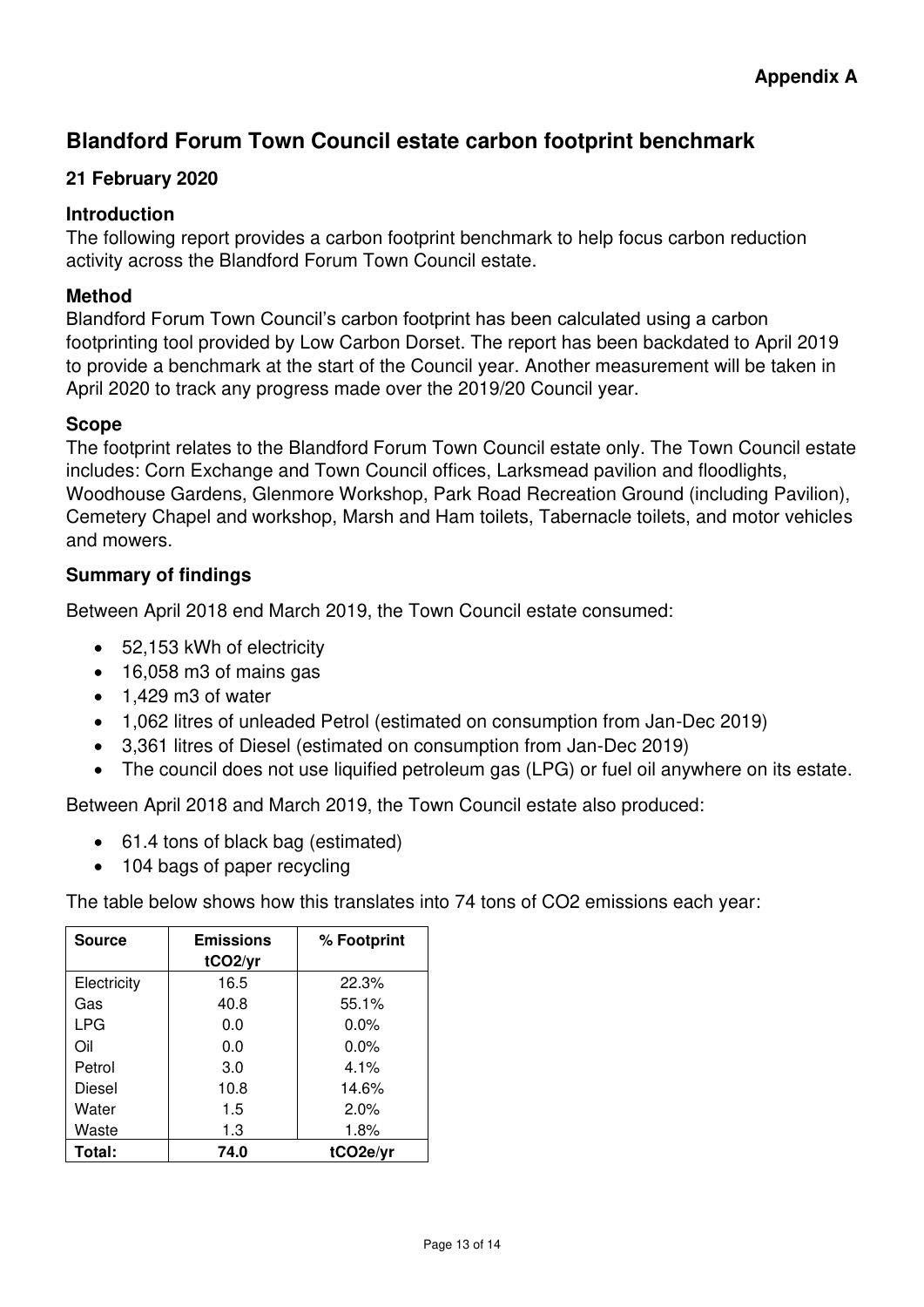**Appendix A**

## Blandford Forum Town Council estate carbon footprint benchmark

### 21 February 2020

### Introduction

The following report provides a carbon footprint benchmark to help focus carbon reduction activity across the Blandford Forum Town Council estate.

### Method

Blandford Forum Town Council's carbon footprint has been calculated using a carbon footprinting tool provided by Low Carbon Dorset. The report has been backdated to April 2019 to provide a benchmark at the start of the Council year. Another measurement will be taken in April 2020 to track any progress made over the 2019/20 Council year.

### Scope

The footprint relates to the Blandford Forum Town Council estate only. The Town Council estate includes: Corn Exchange and Town Council offices, Larksmead pavilion and floodlights, Woodhouse Gardens, Glenmore Workshop, Park Road Recreation Ground (including Pavilion), Cemetery Chapel and workshop, Marsh and Ham toilets, Tabernacle toilets, and motor vehicles and mowers.

### Summary of findings

Between April 2018 end March 2019, the Town Council estate consumed:

- 52,153 kWh of electricity
- 16,058 m3 of mains gas
- 1,429 m3 of water
- 1,062 litres of unleaded Petrol (estimated on consumption from Jan-Dec 2019)
- 3,361 litres of Diesel (estimated on consumption from Jan-Dec 2019)
- The council does not use liquified petroleum gas (LPG) or fuel oil anywhere on its estate.

Between April 2018 and March 2019, the Town Council estate also produced:

- 61.4 tons of black bag (estimated)
- 104 bags of paper recycling

The table below shows how this translates into 74 tons of $CO_2$ emissions each year:

| Source | Emissions $tCO_2/yr$ | % Footprint |
|---|---|---|
| Electricity | 16.5 | 22.3% |
| Gas | 40.8 | 55.1% |
| LPG | 0.0 | 0.0% |
| Oil | 0.0 | 0.0% |
| Petrol | 3.0 | 4.1% |
| Diesel | 10.8 | 14.6% |
| Water | 1.5 | 2.0% |
| Waste | 1.3 | 1.8% |
| **Total:** | **74.0** | **$tCO_2e/yr$** |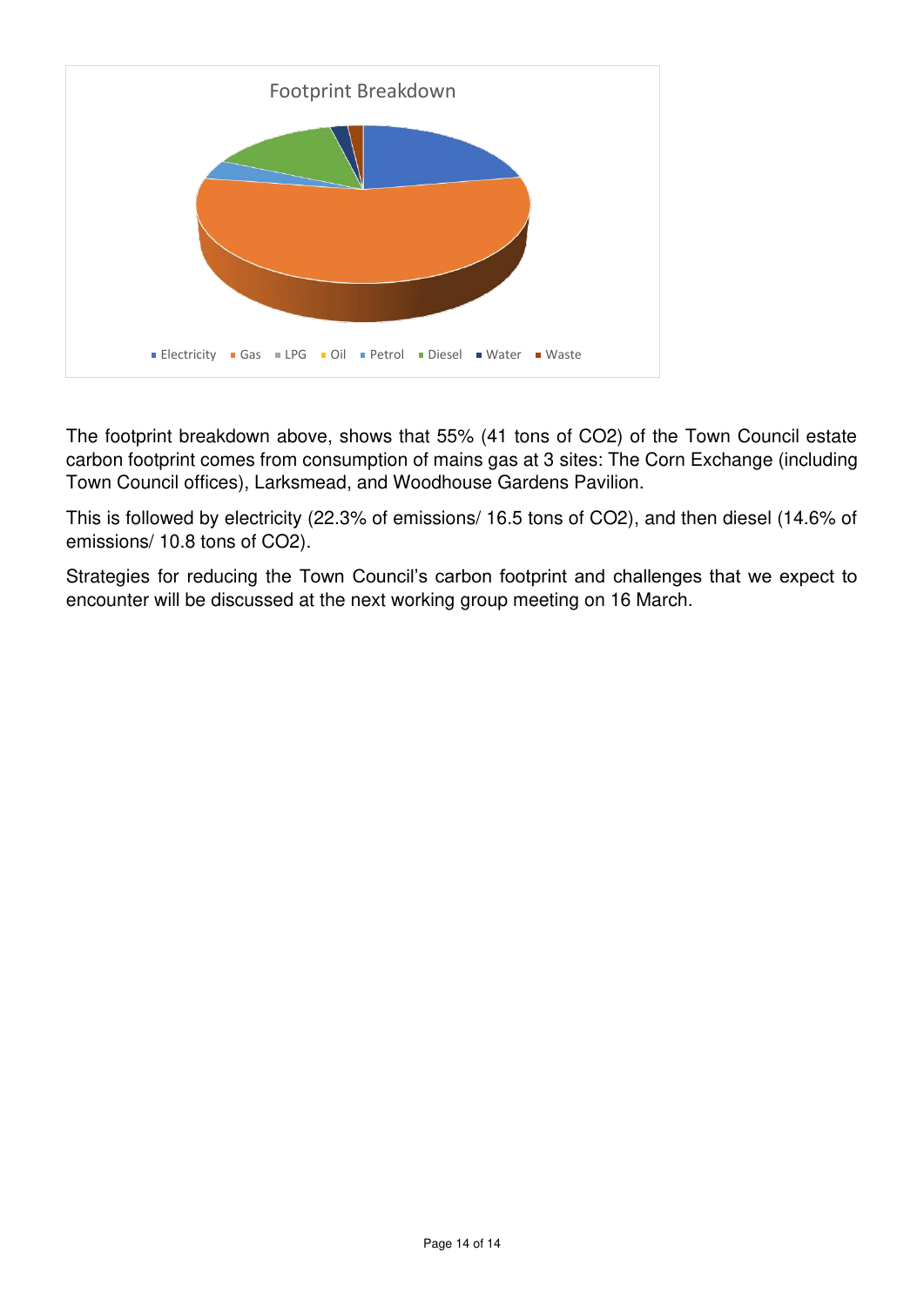Footprint Breakdown

Electricity, Gas, LPG, Oil, Petrol, Diesel, Water, Waste

The footprint breakdown above, shows that 55% (41 tons of $CO_2$) of the Town Council estate carbon footprint comes from consumption of mains gas at 3 sites: The Corn Exchange (including Town Council offices), Larksmead, and Woodhouse Gardens Pavilion.

This is followed by electricity (22.3% of emissions/ 16.5 tons of $CO_2$), and then diesel (14.6% of emissions/ 10.8 tons of $CO_2$).

Strategies for reducing the Town Council's carbon footprint and challenges that we expect to encounter will be discussed at the next working group meeting on 16 March.